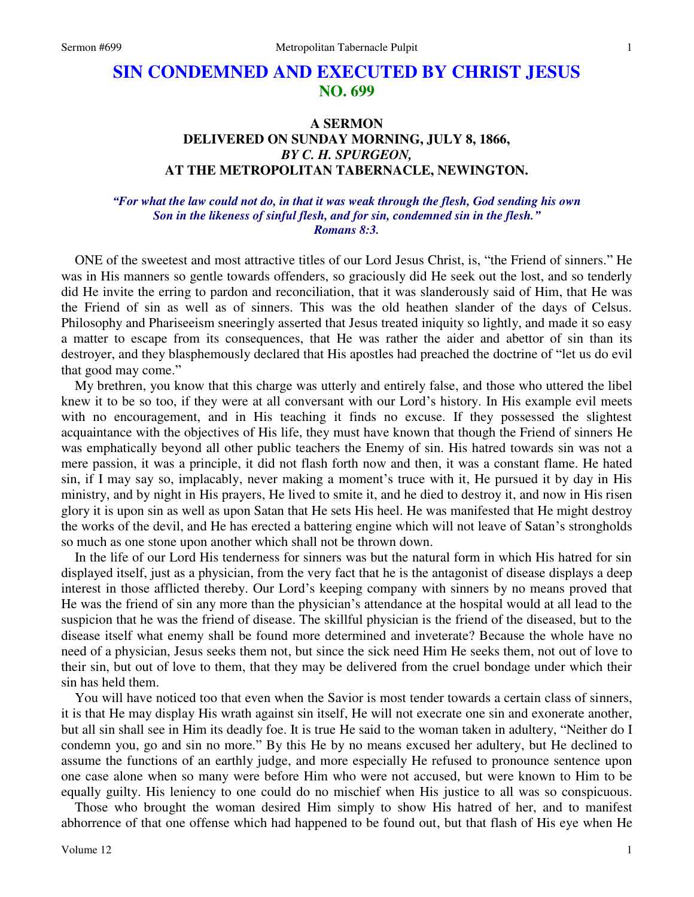# SIN CONDEMNED AND EXECUTED BY CHRIST JESUS
## NO. 699

### A SERMON
### DELIVERED ON SUNDAY MORNING, JULY 8, 1866,
### *BY C. H. SPURGEON,*
### AT THE METROPOLITAN TABERNACLE, NEWINGTON.

*"For what the law could not do, in that it was weak through the flesh, God sending his own Son in the likeness of sinful flesh, and for sin, condemned sin in the flesh."*
*Romans 8:3.*

ONE of the sweetest and most attractive titles of our Lord Jesus Christ, is, "the Friend of sinners." He was in His manners so gentle towards offenders, so graciously did He seek out the lost, and so tenderly did He invite the erring to pardon and reconciliation, that it was slanderously said of Him, that He was the Friend of sin as well as of sinners. This was the old heathen slander of the days of Celsus. Philosophy and Phariseeism sneeringly asserted that Jesus treated iniquity so lightly, and made it so easy a matter to escape from its consequences, that He was rather the aider and abettor of sin than its destroyer, and they blasphemously declared that His apostles had preached the doctrine of "let us do evil that good may come."

My brethren, you know that this charge was utterly and entirely false, and those who uttered the libel knew it to be so too, if they were at all conversant with our Lord's history. In His example evil meets with no encouragement, and in His teaching it finds no excuse. If they possessed the slightest acquaintance with the objectives of His life, they must have known that though the Friend of sinners He was emphatically beyond all other public teachers the Enemy of sin. His hatred towards sin was not a mere passion, it was a principle, it did not flash forth now and then, it was a constant flame. He hated sin, if I may say so, implacably, never making a moment's truce with it, He pursued it by day in His ministry, and by night in His prayers, He lived to smite it, and he died to destroy it, and now in His risen glory it is upon sin as well as upon Satan that He sets His heel. He was manifested that He might destroy the works of the devil, and He has erected a battering engine which will not leave of Satan's strongholds so much as one stone upon another which shall not be thrown down.

In the life of our Lord His tenderness for sinners was but the natural form in which His hatred for sin displayed itself, just as a physician, from the very fact that he is the antagonist of disease displays a deep interest in those afflicted thereby. Our Lord's keeping company with sinners by no means proved that He was the friend of sin any more than the physician's attendance at the hospital would at all lead to the suspicion that he was the friend of disease. The skillful physician is the friend of the diseased, but to the disease itself what enemy shall be found more determined and inveterate? Because the whole have no need of a physician, Jesus seeks them not, but since the sick need Him He seeks them, not out of love to their sin, but out of love to them, that they may be delivered from the cruel bondage under which their sin has held them.

You will have noticed too that even when the Savior is most tender towards a certain class of sinners, it is that He may display His wrath against sin itself, He will not execrate one sin and exonerate another, but all sin shall see in Him its deadly foe. It is true He said to the woman taken in adultery, "Neither do I condemn you, go and sin no more." By this He by no means excused her adultery, but He declined to assume the functions of an earthly judge, and more especially He refused to pronounce sentence upon one case alone when so many were before Him who were not accused, but were known to Him to be equally guilty. His leniency to one could do no mischief when His justice to all was so conspicuous.

Those who brought the woman desired Him simply to show His hatred of her, and to manifest abhorrence of that one offense which had happened to be found out, but that flash of His eye when He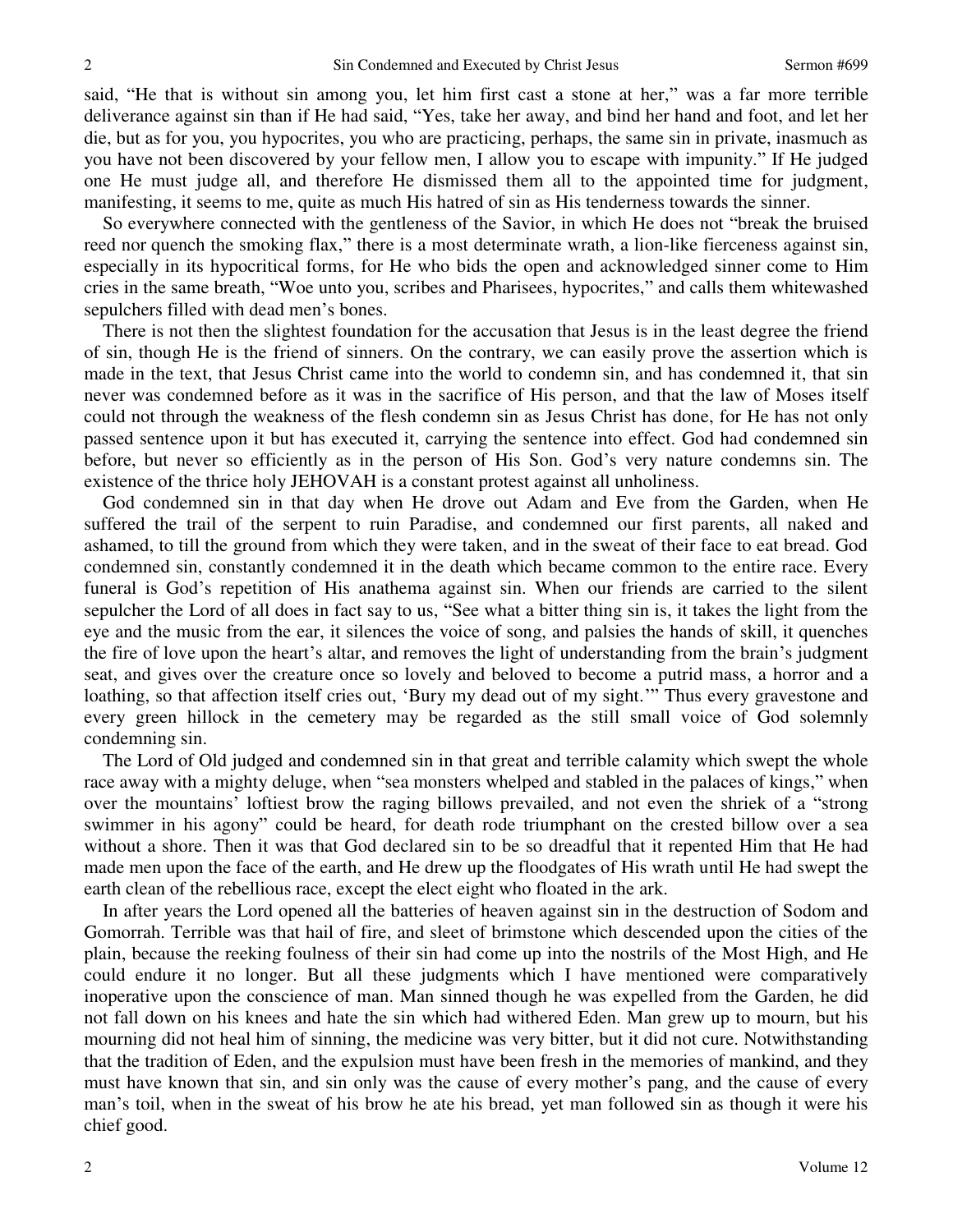said, "He that is without sin among you, let him first cast a stone at her," was a far more terrible deliverance against sin than if He had said, "Yes, take her away, and bind her hand and foot, and let her die, but as for you, you hypocrites, you who are practicing, perhaps, the same sin in private, inasmuch as you have not been discovered by your fellow men, I allow you to escape with impunity." If He judged one He must judge all, and therefore He dismissed them all to the appointed time for judgment, manifesting, it seems to me, quite as much His hatred of sin as His tenderness towards the sinner.

So everywhere connected with the gentleness of the Savior, in which He does not "break the bruised reed nor quench the smoking flax," there is a most determinate wrath, a lion-like fierceness against sin, especially in its hypocritical forms, for He who bids the open and acknowledged sinner come to Him cries in the same breath, "Woe unto you, scribes and Pharisees, hypocrites," and calls them whitewashed sepulchers filled with dead men's bones.

There is not then the slightest foundation for the accusation that Jesus is in the least degree the friend of sin, though He is the friend of sinners. On the contrary, we can easily prove the assertion which is made in the text, that Jesus Christ came into the world to condemn sin, and has condemned it, that sin never was condemned before as it was in the sacrifice of His person, and that the law of Moses itself could not through the weakness of the flesh condemn sin as Jesus Christ has done, for He has not only passed sentence upon it but has executed it, carrying the sentence into effect. God had condemned sin before, but never so efficiently as in the person of His Son. God's very nature condemns sin. The existence of the thrice holy JEHOVAH is a constant protest against all unholiness.

God condemned sin in that day when He drove out Adam and Eve from the Garden, when He suffered the trail of the serpent to ruin Paradise, and condemned our first parents, all naked and ashamed, to till the ground from which they were taken, and in the sweat of their face to eat bread. God condemned sin, constantly condemned it in the death which became common to the entire race. Every funeral is God's repetition of His anathema against sin. When our friends are carried to the silent sepulcher the Lord of all does in fact say to us, "See what a bitter thing sin is, it takes the light from the eye and the music from the ear, it silences the voice of song, and palsies the hands of skill, it quenches the fire of love upon the heart's altar, and removes the light of understanding from the brain's judgment seat, and gives over the creature once so lovely and beloved to become a putrid mass, a horror and a loathing, so that affection itself cries out, 'Bury my dead out of my sight.'" Thus every gravestone and every green hillock in the cemetery may be regarded as the still small voice of God solemnly condemning sin.

The Lord of Old judged and condemned sin in that great and terrible calamity which swept the whole race away with a mighty deluge, when "sea monsters whelped and stabled in the palaces of kings," when over the mountains' loftiest brow the raging billows prevailed, and not even the shriek of a "strong swimmer in his agony" could be heard, for death rode triumphant on the crested billow over a sea without a shore. Then it was that God declared sin to be so dreadful that it repented Him that He had made men upon the face of the earth, and He drew up the floodgates of His wrath until He had swept the earth clean of the rebellious race, except the elect eight who floated in the ark.

In after years the Lord opened all the batteries of heaven against sin in the destruction of Sodom and Gomorrah. Terrible was that hail of fire, and sleet of brimstone which descended upon the cities of the plain, because the reeking foulness of their sin had come up into the nostrils of the Most High, and He could endure it no longer. But all these judgments which I have mentioned were comparatively inoperative upon the conscience of man. Man sinned though he was expelled from the Garden, he did not fall down on his knees and hate the sin which had withered Eden. Man grew up to mourn, but his mourning did not heal him of sinning, the medicine was very bitter, but it did not cure. Notwithstanding that the tradition of Eden, and the expulsion must have been fresh in the memories of mankind, and they must have known that sin, and sin only was the cause of every mother's pang, and the cause of every man's toil, when in the sweat of his brow he ate his bread, yet man followed sin as though it were his chief good.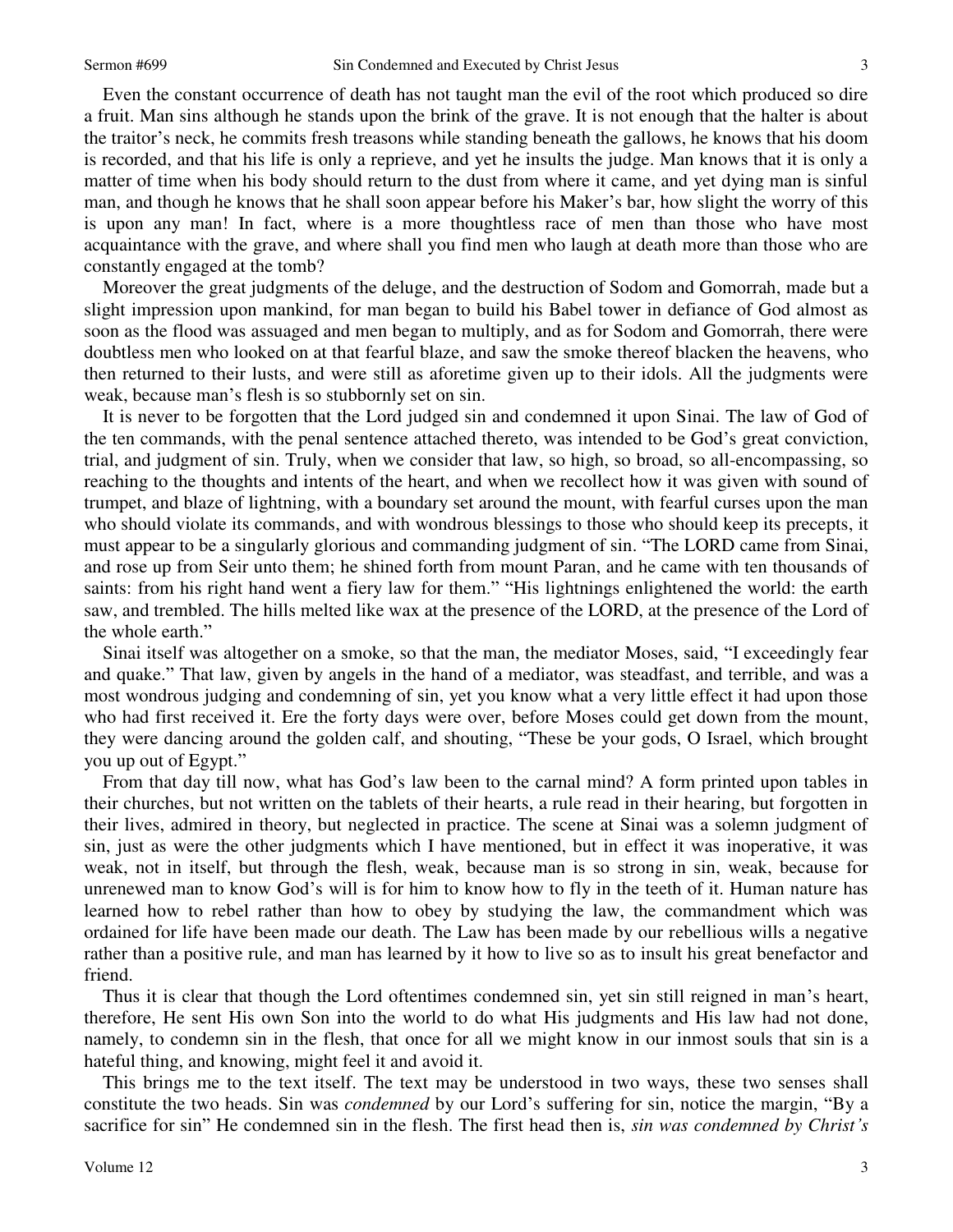Even the constant occurrence of death has not taught man the evil of the root which produced so dire a fruit. Man sins although he stands upon the brink of the grave. It is not enough that the halter is about the traitor's neck, he commits fresh treasons while standing beneath the gallows, he knows that his doom is recorded, and that his life is only a reprieve, and yet he insults the judge. Man knows that it is only a matter of time when his body should return to the dust from where it came, and yet dying man is sinful man, and though he knows that he shall soon appear before his Maker's bar, how slight the worry of this is upon any man! In fact, where is a more thoughtless race of men than those who have most acquaintance with the grave, and where shall you find men who laugh at death more than those who are constantly engaged at the tomb?

Moreover the great judgments of the deluge, and the destruction of Sodom and Gomorrah, made but a slight impression upon mankind, for man began to build his Babel tower in defiance of God almost as soon as the flood was assuaged and men began to multiply, and as for Sodom and Gomorrah, there were doubtless men who looked on at that fearful blaze, and saw the smoke thereof blacken the heavens, who then returned to their lusts, and were still as aforetime given up to their idols. All the judgments were weak, because man's flesh is so stubbornly set on sin.

It is never to be forgotten that the Lord judged sin and condemned it upon Sinai. The law of God of the ten commands, with the penal sentence attached thereto, was intended to be God's great conviction, trial, and judgment of sin. Truly, when we consider that law, so high, so broad, so all-encompassing, so reaching to the thoughts and intents of the heart, and when we recollect how it was given with sound of trumpet, and blaze of lightning, with a boundary set around the mount, with fearful curses upon the man who should violate its commands, and with wondrous blessings to those who should keep its precepts, it must appear to be a singularly glorious and commanding judgment of sin. "The LORD came from Sinai, and rose up from Seir unto them; he shined forth from mount Paran, and he came with ten thousands of saints: from his right hand went a fiery law for them." "His lightnings enlightened the world: the earth saw, and trembled. The hills melted like wax at the presence of the LORD, at the presence of the Lord of the whole earth."

Sinai itself was altogether on a smoke, so that the man, the mediator Moses, said, "I exceedingly fear and quake." That law, given by angels in the hand of a mediator, was steadfast, and terrible, and was a most wondrous judging and condemning of sin, yet you know what a very little effect it had upon those who had first received it. Ere the forty days were over, before Moses could get down from the mount, they were dancing around the golden calf, and shouting, "These be your gods, O Israel, which brought you up out of Egypt."

From that day till now, what has God's law been to the carnal mind? A form printed upon tables in their churches, but not written on the tablets of their hearts, a rule read in their hearing, but forgotten in their lives, admired in theory, but neglected in practice. The scene at Sinai was a solemn judgment of sin, just as were the other judgments which I have mentioned, but in effect it was inoperative, it was weak, not in itself, but through the flesh, weak, because man is so strong in sin, weak, because for unrenewed man to know God's will is for him to know how to fly in the teeth of it. Human nature has learned how to rebel rather than how to obey by studying the law, the commandment which was ordained for life have been made our death. The Law has been made by our rebellious wills a negative rather than a positive rule, and man has learned by it how to live so as to insult his great benefactor and friend.

Thus it is clear that though the Lord oftentimes condemned sin, yet sin still reigned in man's heart, therefore, He sent His own Son into the world to do what His judgments and His law had not done, namely, to condemn sin in the flesh, that once for all we might know in our inmost souls that sin is a hateful thing, and knowing, might feel it and avoid it.

This brings me to the text itself. The text may be understood in two ways, these two senses shall constitute the two heads. Sin was *condemned* by our Lord's suffering for sin, notice the margin, "By a sacrifice for sin" He condemned sin in the flesh. The first head then is, *sin was condemned by Christ's*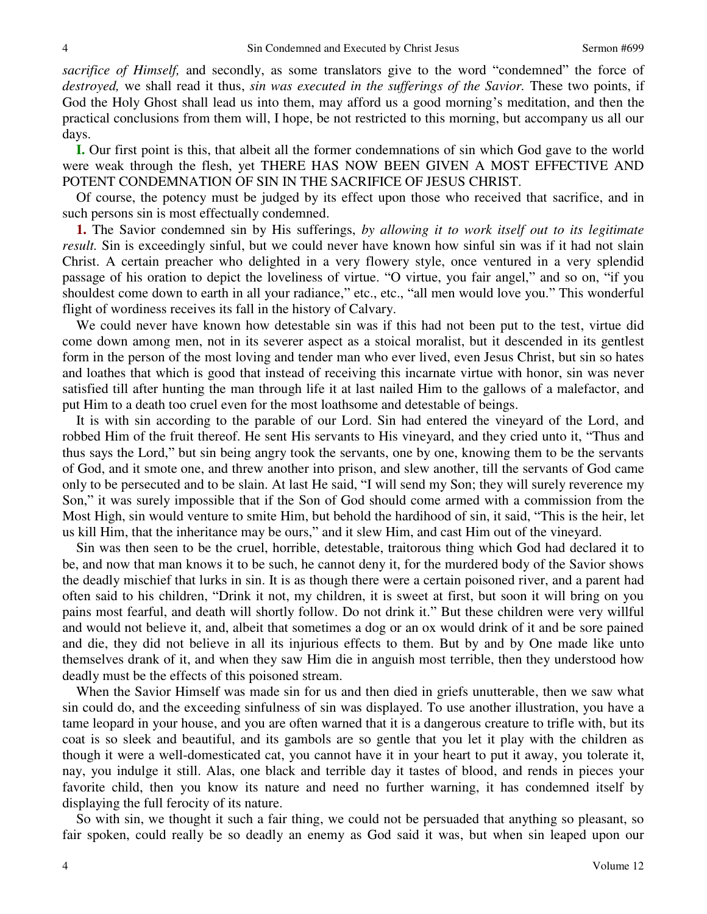*sacrifice of Himself,* and secondly, as some translators give to the word "condemned" the force of *destroyed,* we shall read it thus, *sin was executed in the sufferings of the Savior.* These two points, if God the Holy Ghost shall lead us into them, may afford us a good morning's meditation, and then the practical conclusions from them will, I hope, be not restricted to this morning, but accompany us all our days.

**I.** Our first point is this, that albeit all the former condemnations of sin which God gave to the world were weak through the flesh, yet THERE HAS NOW BEEN GIVEN A MOST EFFECTIVE AND POTENT CONDEMNATION OF SIN IN THE SACRIFICE OF JESUS CHRIST.

Of course, the potency must be judged by its effect upon those who received that sacrifice, and in such persons sin is most effectually condemned.

**1.** The Savior condemned sin by His sufferings, *by allowing it to work itself out to its legitimate result.* Sin is exceedingly sinful, but we could never have known how sinful sin was if it had not slain Christ. A certain preacher who delighted in a very flowery style, once ventured in a very splendid passage of his oration to depict the loveliness of virtue. "O virtue, you fair angel," and so on, "if you shouldest come down to earth in all your radiance," etc., etc., "all men would love you." This wonderful flight of wordiness receives its fall in the history of Calvary.

We could never have known how detestable sin was if this had not been put to the test, virtue did come down among men, not in its severer aspect as a stoical moralist, but it descended in its gentlest form in the person of the most loving and tender man who ever lived, even Jesus Christ, but sin so hates and loathes that which is good that instead of receiving this incarnate virtue with honor, sin was never satisfied till after hunting the man through life it at last nailed Him to the gallows of a malefactor, and put Him to a death too cruel even for the most loathsome and detestable of beings.

It is with sin according to the parable of our Lord. Sin had entered the vineyard of the Lord, and robbed Him of the fruit thereof. He sent His servants to His vineyard, and they cried unto it, "Thus and thus says the Lord," but sin being angry took the servants, one by one, knowing them to be the servants of God, and it smote one, and threw another into prison, and slew another, till the servants of God came only to be persecuted and to be slain. At last He said, "I will send my Son; they will surely reverence my Son," it was surely impossible that if the Son of God should come armed with a commission from the Most High, sin would venture to smite Him, but behold the hardihood of sin, it said, "This is the heir, let us kill Him, that the inheritance may be ours," and it slew Him, and cast Him out of the vineyard.

Sin was then seen to be the cruel, horrible, detestable, traitorous thing which God had declared it to be, and now that man knows it to be such, he cannot deny it, for the murdered body of the Savior shows the deadly mischief that lurks in sin. It is as though there were a certain poisoned river, and a parent had often said to his children, "Drink it not, my children, it is sweet at first, but soon it will bring on you pains most fearful, and death will shortly follow. Do not drink it." But these children were very willful and would not believe it, and, albeit that sometimes a dog or an ox would drink of it and be sore pained and die, they did not believe in all its injurious effects to them. But by and by One made like unto themselves drank of it, and when they saw Him die in anguish most terrible, then they understood how deadly must be the effects of this poisoned stream.

When the Savior Himself was made sin for us and then died in griefs unutterable, then we saw what sin could do, and the exceeding sinfulness of sin was displayed. To use another illustration, you have a tame leopard in your house, and you are often warned that it is a dangerous creature to trifle with, but its coat is so sleek and beautiful, and its gambols are so gentle that you let it play with the children as though it were a well-domesticated cat, you cannot have it in your heart to put it away, you tolerate it, nay, you indulge it still. Alas, one black and terrible day it tastes of blood, and rends in pieces your favorite child, then you know its nature and need no further warning, it has condemned itself by displaying the full ferocity of its nature.

So with sin, we thought it such a fair thing, we could not be persuaded that anything so pleasant, so fair spoken, could really be so deadly an enemy as God said it was, but when sin leaped upon our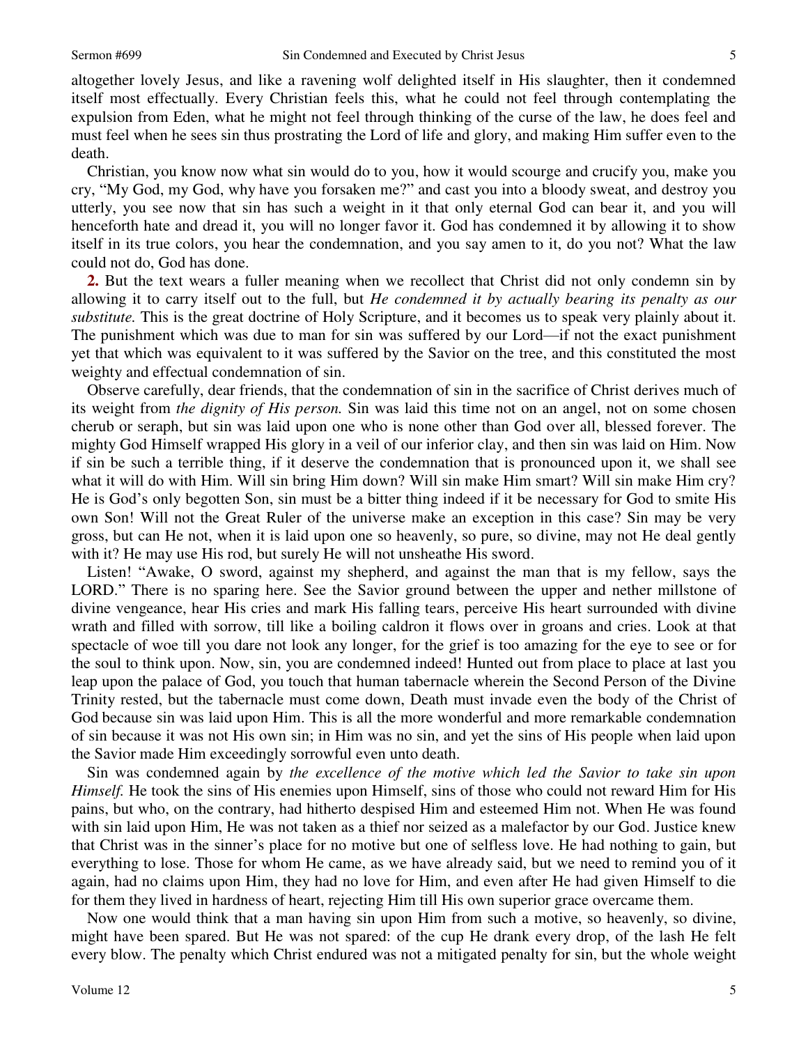altogether lovely Jesus, and like a ravening wolf delighted itself in His slaughter, then it condemned itself most effectually. Every Christian feels this, what he could not feel through contemplating the expulsion from Eden, what he might not feel through thinking of the curse of the law, he does feel and must feel when he sees sin thus prostrating the Lord of life and glory, and making Him suffer even to the death.

Christian, you know now what sin would do to you, how it would scourge and crucify you, make you cry, "My God, my God, why have you forsaken me?" and cast you into a bloody sweat, and destroy you utterly, you see now that sin has such a weight in it that only eternal God can bear it, and you will henceforth hate and dread it, you will no longer favor it. God has condemned it by allowing it to show itself in its true colors, you hear the condemnation, and you say amen to it, do you not? What the law could not do, God has done.

**2.** But the text wears a fuller meaning when we recollect that Christ did not only condemn sin by allowing it to carry itself out to the full, but *He condemned it by actually bearing its penalty as our substitute.* This is the great doctrine of Holy Scripture, and it becomes us to speak very plainly about it. The punishment which was due to man for sin was suffered by our Lord—if not the exact punishment yet that which was equivalent to it was suffered by the Savior on the tree, and this constituted the most weighty and effectual condemnation of sin.

Observe carefully, dear friends, that the condemnation of sin in the sacrifice of Christ derives much of its weight from *the dignity of His person.* Sin was laid this time not on an angel, not on some chosen cherub or seraph, but sin was laid upon one who is none other than God over all, blessed forever. The mighty God Himself wrapped His glory in a veil of our inferior clay, and then sin was laid on Him. Now if sin be such a terrible thing, if it deserve the condemnation that is pronounced upon it, we shall see what it will do with Him. Will sin bring Him down? Will sin make Him smart? Will sin make Him cry? He is God's only begotten Son, sin must be a bitter thing indeed if it be necessary for God to smite His own Son! Will not the Great Ruler of the universe make an exception in this case? Sin may be very gross, but can He not, when it is laid upon one so heavenly, so pure, so divine, may not He deal gently with it? He may use His rod, but surely He will not unsheathe His sword.

Listen! "Awake, O sword, against my shepherd, and against the man that is my fellow, says the LORD." There is no sparing here. See the Savior ground between the upper and nether millstone of divine vengeance, hear His cries and mark His falling tears, perceive His heart surrounded with divine wrath and filled with sorrow, till like a boiling caldron it flows over in groans and cries. Look at that spectacle of woe till you dare not look any longer, for the grief is too amazing for the eye to see or for the soul to think upon. Now, sin, you are condemned indeed! Hunted out from place to place at last you leap upon the palace of God, you touch that human tabernacle wherein the Second Person of the Divine Trinity rested, but the tabernacle must come down, Death must invade even the body of the Christ of God because sin was laid upon Him. This is all the more wonderful and more remarkable condemnation of sin because it was not His own sin; in Him was no sin, and yet the sins of His people when laid upon the Savior made Him exceedingly sorrowful even unto death.

Sin was condemned again by *the excellence of the motive which led the Savior to take sin upon Himself.* He took the sins of His enemies upon Himself, sins of those who could not reward Him for His pains, but who, on the contrary, had hitherto despised Him and esteemed Him not. When He was found with sin laid upon Him, He was not taken as a thief nor seized as a malefactor by our God. Justice knew that Christ was in the sinner's place for no motive but one of selfless love. He had nothing to gain, but everything to lose. Those for whom He came, as we have already said, but we need to remind you of it again, had no claims upon Him, they had no love for Him, and even after He had given Himself to die for them they lived in hardness of heart, rejecting Him till His own superior grace overcame them.

Now one would think that a man having sin upon Him from such a motive, so heavenly, so divine, might have been spared. But He was not spared: of the cup He drank every drop, of the lash He felt every blow. The penalty which Christ endured was not a mitigated penalty for sin, but the whole weight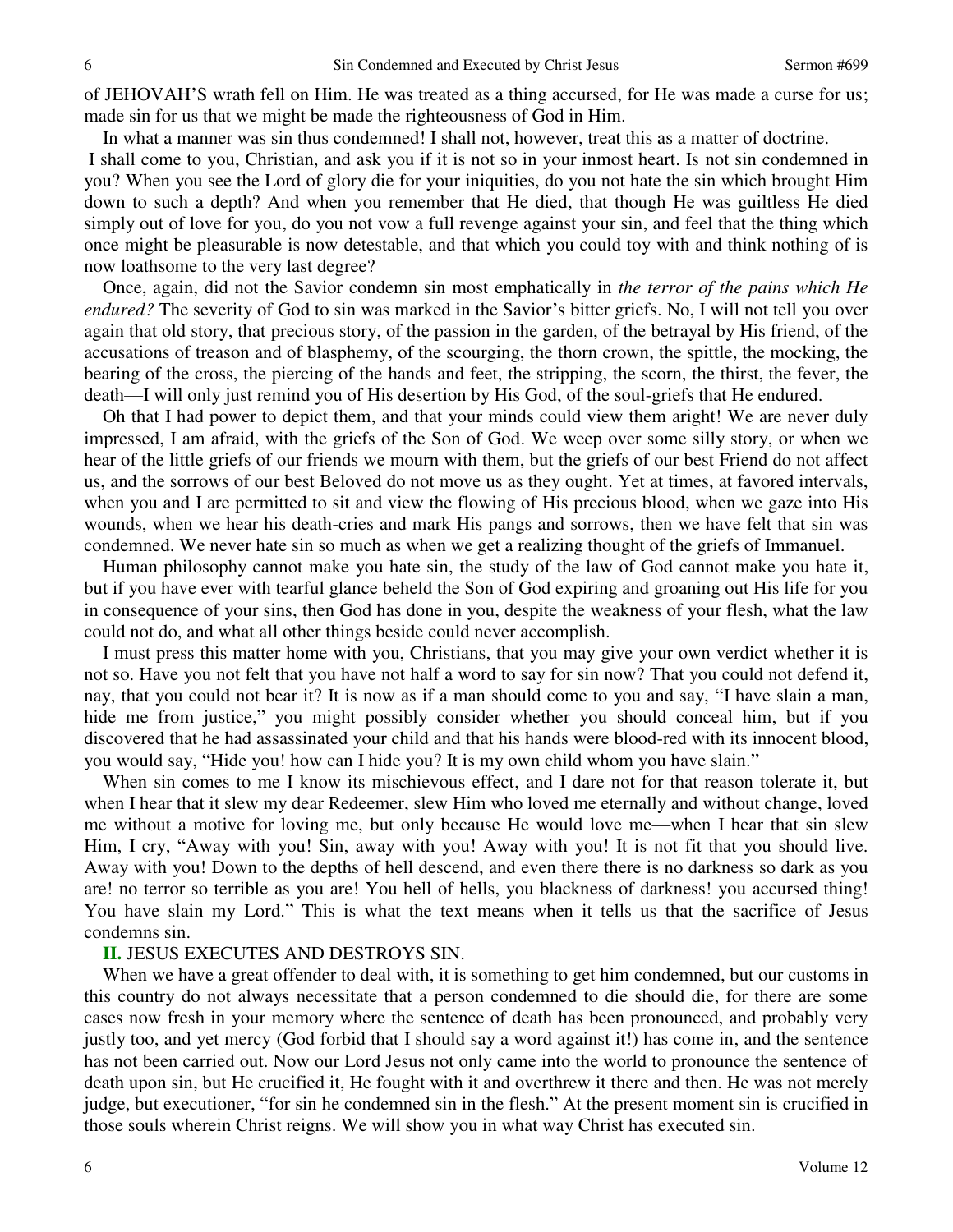of JEHOVAH'S wrath fell on Him. He was treated as a thing accursed, for He was made a curse for us; made sin for us that we might be made the righteousness of God in Him.

In what a manner was sin thus condemned! I shall not, however, treat this as a matter of doctrine. I shall come to you, Christian, and ask you if it is not so in your inmost heart. Is not sin condemned in you? When you see the Lord of glory die for your iniquities, do you not hate the sin which brought Him down to such a depth? And when you remember that He died, that though He was guiltless He died simply out of love for you, do you not vow a full revenge against your sin, and feel that the thing which once might be pleasurable is now detestable, and that which you could toy with and think nothing of is now loathsome to the very last degree?

Once, again, did not the Savior condemn sin most emphatically in *the terror of the pains which He endured?* The severity of God to sin was marked in the Savior's bitter griefs. No, I will not tell you over again that old story, that precious story, of the passion in the garden, of the betrayal by His friend, of the accusations of treason and of blasphemy, of the scourging, the thorn crown, the spittle, the mocking, the bearing of the cross, the piercing of the hands and feet, the stripping, the scorn, the thirst, the fever, the death—I will only just remind you of His desertion by His God, of the soul-griefs that He endured.

Oh that I had power to depict them, and that your minds could view them aright! We are never duly impressed, I am afraid, with the griefs of the Son of God. We weep over some silly story, or when we hear of the little griefs of our friends we mourn with them, but the griefs of our best Friend do not affect us, and the sorrows of our best Beloved do not move us as they ought. Yet at times, at favored intervals, when you and I are permitted to sit and view the flowing of His precious blood, when we gaze into His wounds, when we hear his death-cries and mark His pangs and sorrows, then we have felt that sin was condemned. We never hate sin so much as when we get a realizing thought of the griefs of Immanuel.

Human philosophy cannot make you hate sin, the study of the law of God cannot make you hate it, but if you have ever with tearful glance beheld the Son of God expiring and groaning out His life for you in consequence of your sins, then God has done in you, despite the weakness of your flesh, what the law could not do, and what all other things beside could never accomplish.

I must press this matter home with you, Christians, that you may give your own verdict whether it is not so. Have you not felt that you have not half a word to say for sin now? That you could not defend it, nay, that you could not bear it? It is now as if a man should come to you and say, "I have slain a man, hide me from justice," you might possibly consider whether you should conceal him, but if you discovered that he had assassinated your child and that his hands were blood-red with its innocent blood, you would say, "Hide you! how can I hide you? It is my own child whom you have slain."

When sin comes to me I know its mischievous effect, and I dare not for that reason tolerate it, but when I hear that it slew my dear Redeemer, slew Him who loved me eternally and without change, loved me without a motive for loving me, but only because He would love me—when I hear that sin slew Him, I cry, "Away with you! Sin, away with you! Away with you! It is not fit that you should live. Away with you! Down to the depths of hell descend, and even there there is no darkness so dark as you are! no terror so terrible as you are! You hell of hells, you blackness of darkness! you accursed thing! You have slain my Lord." This is what the text means when it tells us that the sacrifice of Jesus condemns sin.

**II.** JESUS EXECUTES AND DESTROYS SIN.

When we have a great offender to deal with, it is something to get him condemned, but our customs in this country do not always necessitate that a person condemned to die should die, for there are some cases now fresh in your memory where the sentence of death has been pronounced, and probably very justly too, and yet mercy (God forbid that I should say a word against it!) has come in, and the sentence has not been carried out. Now our Lord Jesus not only came into the world to pronounce the sentence of death upon sin, but He crucified it, He fought with it and overthrew it there and then. He was not merely judge, but executioner, "for sin he condemned sin in the flesh." At the present moment sin is crucified in those souls wherein Christ reigns. We will show you in what way Christ has executed sin.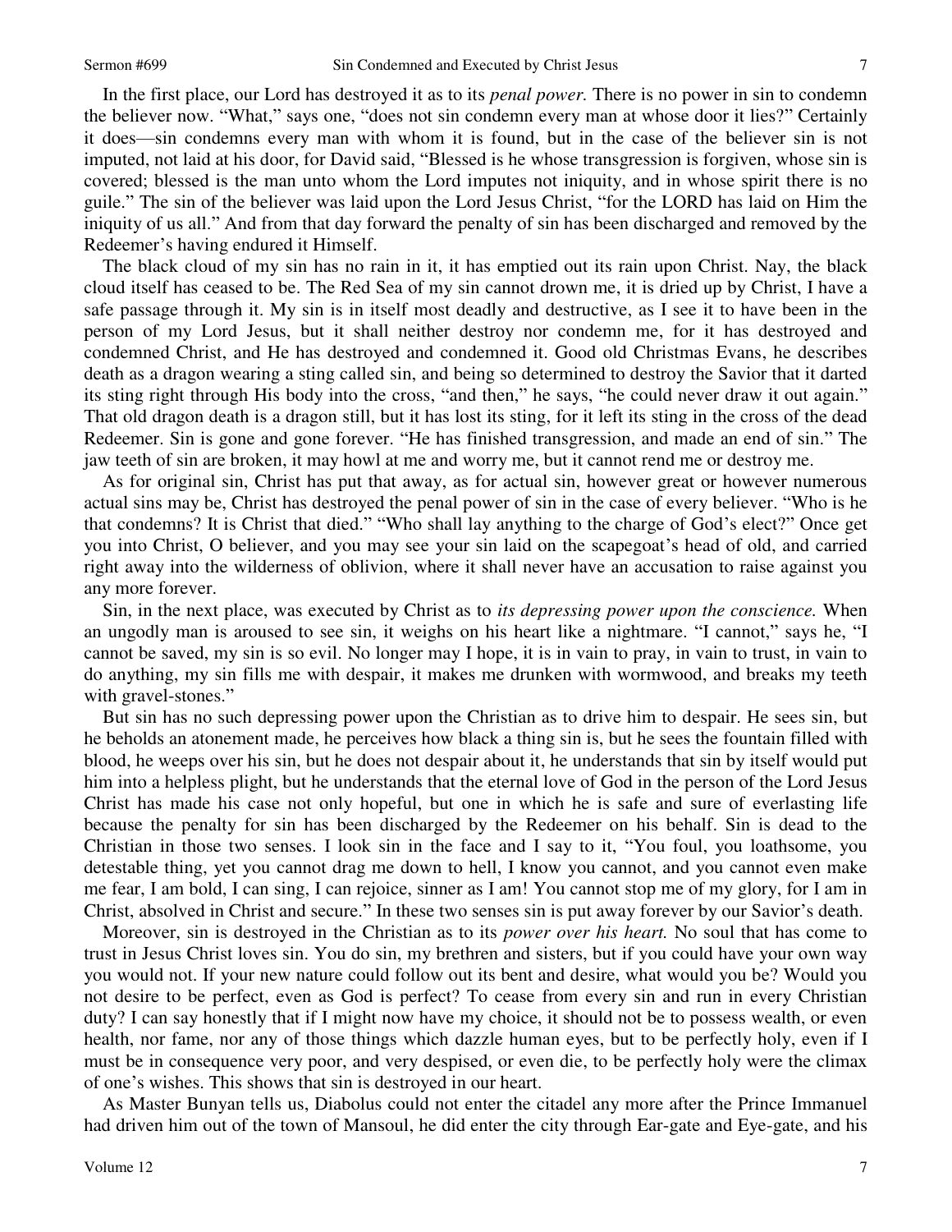In the first place, our Lord has destroyed it as to its *penal power.* There is no power in sin to condemn the believer now. "What," says one, "does not sin condemn every man at whose door it lies?" Certainly it does—sin condemns every man with whom it is found, but in the case of the believer sin is not imputed, not laid at his door, for David said, "Blessed is he whose transgression is forgiven, whose sin is covered; blessed is the man unto whom the Lord imputes not iniquity, and in whose spirit there is no guile." The sin of the believer was laid upon the Lord Jesus Christ, "for the LORD has laid on Him the iniquity of us all." And from that day forward the penalty of sin has been discharged and removed by the Redeemer's having endured it Himself.

The black cloud of my sin has no rain in it, it has emptied out its rain upon Christ. Nay, the black cloud itself has ceased to be. The Red Sea of my sin cannot drown me, it is dried up by Christ, I have a safe passage through it. My sin is in itself most deadly and destructive, as I see it to have been in the person of my Lord Jesus, but it shall neither destroy nor condemn me, for it has destroyed and condemned Christ, and He has destroyed and condemned it. Good old Christmas Evans, he describes death as a dragon wearing a sting called sin, and being so determined to destroy the Savior that it darted its sting right through His body into the cross, "and then," he says, "he could never draw it out again." That old dragon death is a dragon still, but it has lost its sting, for it left its sting in the cross of the dead Redeemer. Sin is gone and gone forever. "He has finished transgression, and made an end of sin." The jaw teeth of sin are broken, it may howl at me and worry me, but it cannot rend me or destroy me.

As for original sin, Christ has put that away, as for actual sin, however great or however numerous actual sins may be, Christ has destroyed the penal power of sin in the case of every believer. "Who is he that condemns? It is Christ that died." "Who shall lay anything to the charge of God's elect?" Once get you into Christ, O believer, and you may see your sin laid on the scapegoat's head of old, and carried right away into the wilderness of oblivion, where it shall never have an accusation to raise against you any more forever.

Sin, in the next place, was executed by Christ as to *its depressing power upon the conscience.* When an ungodly man is aroused to see sin, it weighs on his heart like a nightmare. "I cannot," says he, "I cannot be saved, my sin is so evil. No longer may I hope, it is in vain to pray, in vain to trust, in vain to do anything, my sin fills me with despair, it makes me drunken with wormwood, and breaks my teeth with gravel-stones."

But sin has no such depressing power upon the Christian as to drive him to despair. He sees sin, but he beholds an atonement made, he perceives how black a thing sin is, but he sees the fountain filled with blood, he weeps over his sin, but he does not despair about it, he understands that sin by itself would put him into a helpless plight, but he understands that the eternal love of God in the person of the Lord Jesus Christ has made his case not only hopeful, but one in which he is safe and sure of everlasting life because the penalty for sin has been discharged by the Redeemer on his behalf. Sin is dead to the Christian in those two senses. I look sin in the face and I say to it, "You foul, you loathsome, you detestable thing, yet you cannot drag me down to hell, I know you cannot, and you cannot even make me fear, I am bold, I can sing, I can rejoice, sinner as I am! You cannot stop me of my glory, for I am in Christ, absolved in Christ and secure." In these two senses sin is put away forever by our Savior's death.

Moreover, sin is destroyed in the Christian as to its *power over his heart.* No soul that has come to trust in Jesus Christ loves sin. You do sin, my brethren and sisters, but if you could have your own way you would not. If your new nature could follow out its bent and desire, what would you be? Would you not desire to be perfect, even as God is perfect? To cease from every sin and run in every Christian duty? I can say honestly that if I might now have my choice, it should not be to possess wealth, or even health, nor fame, nor any of those things which dazzle human eyes, but to be perfectly holy, even if I must be in consequence very poor, and very despised, or even die, to be perfectly holy were the climax of one's wishes. This shows that sin is destroyed in our heart.

As Master Bunyan tells us, Diabolus could not enter the citadel any more after the Prince Immanuel had driven him out of the town of Mansoul, he did enter the city through Ear-gate and Eye-gate, and his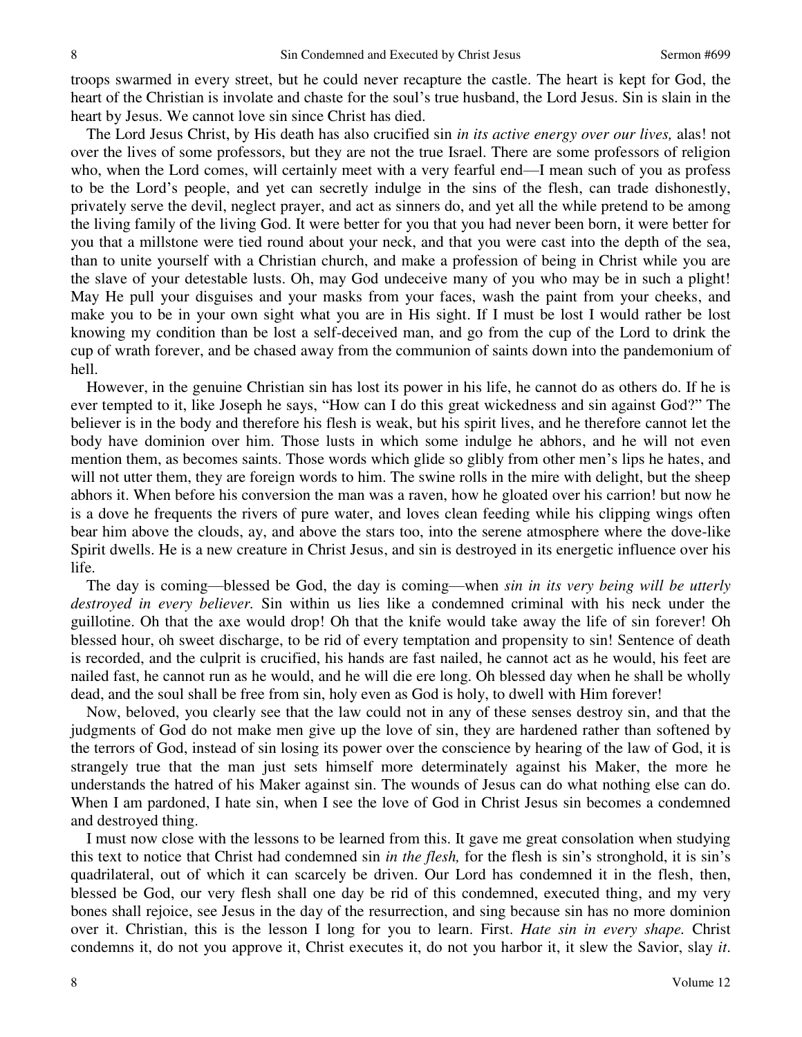troops swarmed in every street, but he could never recapture the castle. The heart is kept for God, the heart of the Christian is involate and chaste for the soul's true husband, the Lord Jesus. Sin is slain in the heart by Jesus. We cannot love sin since Christ has died.

The Lord Jesus Christ, by His death has also crucified sin *in its active energy over our lives,* alas! not over the lives of some professors, but they are not the true Israel. There are some professors of religion who, when the Lord comes, will certainly meet with a very fearful end—I mean such of you as profess to be the Lord's people, and yet can secretly indulge in the sins of the flesh, can trade dishonestly, privately serve the devil, neglect prayer, and act as sinners do, and yet all the while pretend to be among the living family of the living God. It were better for you that you had never been born, it were better for you that a millstone were tied round about your neck, and that you were cast into the depth of the sea, than to unite yourself with a Christian church, and make a profession of being in Christ while you are the slave of your detestable lusts. Oh, may God undeceive many of you who may be in such a plight! May He pull your disguises and your masks from your faces, wash the paint from your cheeks, and make you to be in your own sight what you are in His sight. If I must be lost I would rather be lost knowing my condition than be lost a self-deceived man, and go from the cup of the Lord to drink the cup of wrath forever, and be chased away from the communion of saints down into the pandemonium of hell.

However, in the genuine Christian sin has lost its power in his life, he cannot do as others do. If he is ever tempted to it, like Joseph he says, "How can I do this great wickedness and sin against God?" The believer is in the body and therefore his flesh is weak, but his spirit lives, and he therefore cannot let the body have dominion over him. Those lusts in which some indulge he abhors, and he will not even mention them, as becomes saints. Those words which glide so glibly from other men's lips he hates, and will not utter them, they are foreign words to him. The swine rolls in the mire with delight, but the sheep abhors it. When before his conversion the man was a raven, how he gloated over his carrion! but now he is a dove he frequents the rivers of pure water, and loves clean feeding while his clipping wings often bear him above the clouds, ay, and above the stars too, into the serene atmosphere where the dove-like Spirit dwells. He is a new creature in Christ Jesus, and sin is destroyed in its energetic influence over his life.

The day is coming—blessed be God, the day is coming—when *sin in its very being will be utterly destroyed in every believer.* Sin within us lies like a condemned criminal with his neck under the guillotine. Oh that the axe would drop! Oh that the knife would take away the life of sin forever! Oh blessed hour, oh sweet discharge, to be rid of every temptation and propensity to sin! Sentence of death is recorded, and the culprit is crucified, his hands are fast nailed, he cannot act as he would, his feet are nailed fast, he cannot run as he would, and he will die ere long. Oh blessed day when he shall be wholly dead, and the soul shall be free from sin, holy even as God is holy, to dwell with Him forever!

Now, beloved, you clearly see that the law could not in any of these senses destroy sin, and that the judgments of God do not make men give up the love of sin, they are hardened rather than softened by the terrors of God, instead of sin losing its power over the conscience by hearing of the law of God, it is strangely true that the man just sets himself more determinately against his Maker, the more he understands the hatred of his Maker against sin. The wounds of Jesus can do what nothing else can do. When I am pardoned, I hate sin, when I see the love of God in Christ Jesus sin becomes a condemned and destroyed thing.

I must now close with the lessons to be learned from this. It gave me great consolation when studying this text to notice that Christ had condemned sin *in the flesh,* for the flesh is sin's stronghold, it is sin's quadrilateral, out of which it can scarcely be driven. Our Lord has condemned it in the flesh, then, blessed be God, our very flesh shall one day be rid of this condemned, executed thing, and my very bones shall rejoice, see Jesus in the day of the resurrection, and sing because sin has no more dominion over it. Christian, this is the lesson I long for you to learn. First. *Hate sin in every shape.* Christ condemns it, do not you approve it, Christ executes it, do not you harbor it, it slew the Savior, slay *it.*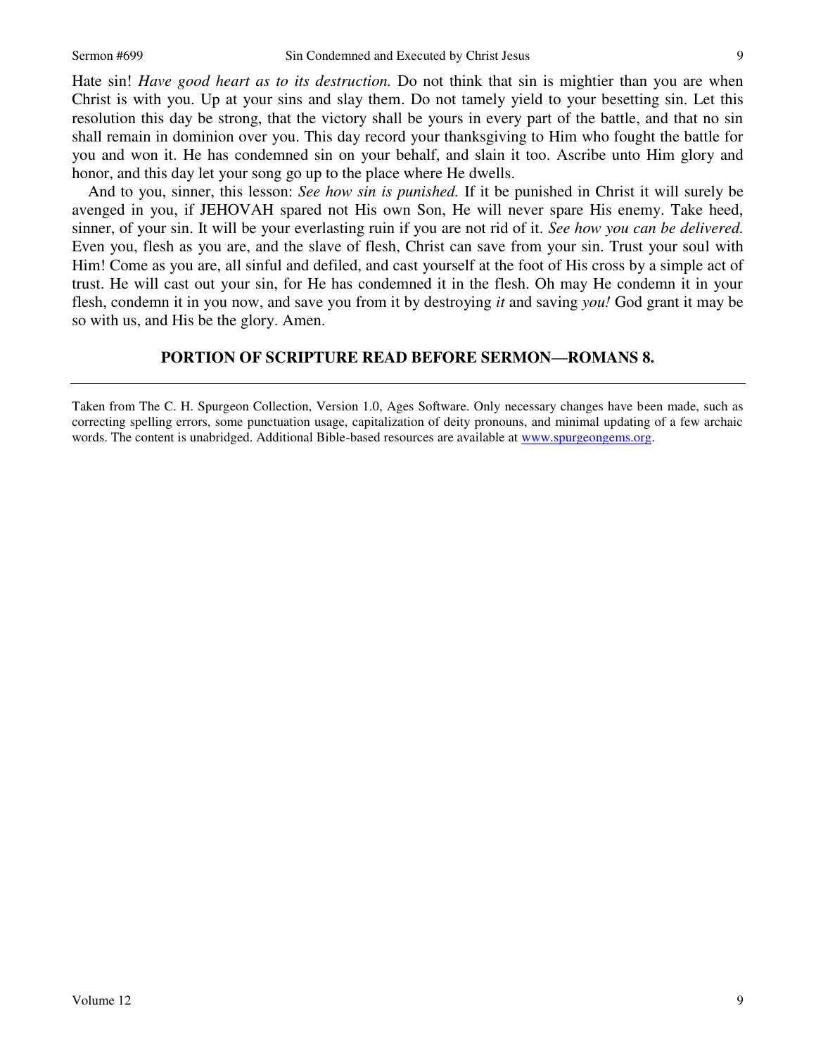Hate sin! *Have good heart as to its destruction.* Do not think that sin is mightier than you are when Christ is with you. Up at your sins and slay them. Do not tamely yield to your besetting sin. Let this resolution this day be strong, that the victory shall be yours in every part of the battle, and that no sin shall remain in dominion over you. This day record your thanksgiving to Him who fought the battle for you and won it. He has condemned sin on your behalf, and slain it too. Ascribe unto Him glory and honor, and this day let your song go up to the place where He dwells.

And to you, sinner, this lesson: *See how sin is punished.* If it be punished in Christ it will surely be avenged in you, if JEHOVAH spared not His own Son, He will never spare His enemy. Take heed, sinner, of your sin. It will be your everlasting ruin if you are not rid of it. *See how you can be delivered.* Even you, flesh as you are, and the slave of flesh, Christ can save from your sin. Trust your soul with Him! Come as you are, all sinful and defiled, and cast yourself at the foot of His cross by a simple act of trust. He will cast out your sin, for He has condemned it in the flesh. Oh may He condemn it in your flesh, condemn it in you now, and save you from it by destroying *it* and saving *you!* God grant it may be so with us, and His be the glory. Amen.

## PORTION OF SCRIPTURE READ BEFORE SERMON—ROMANS 8.

---

Taken from The C. H. Spurgeon Collection, Version 1.0, Ages Software. Only necessary changes have been made, such as correcting spelling errors, some punctuation usage, capitalization of deity pronouns, and minimal updating of a few archaic words. The content is unabridged. Additional Bible-based resources are available at www.spurgeongems.org.